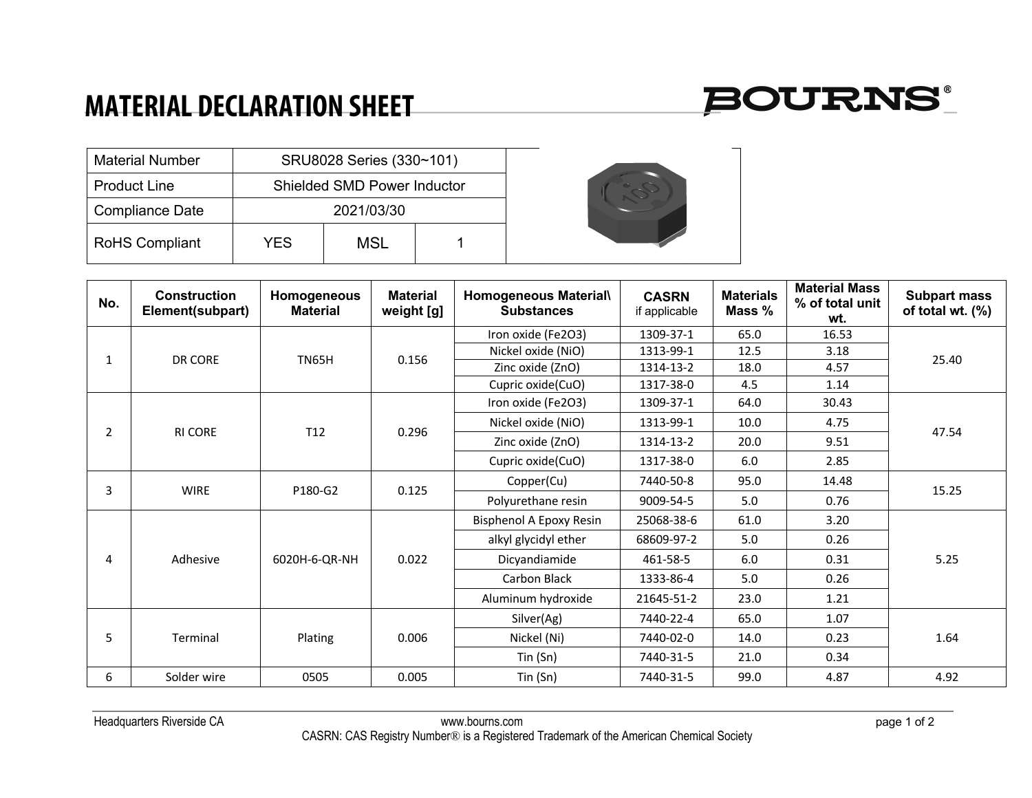# MATERIAL DECLARATION SHEET

BOURNS®

| Material Number | SRU8028 Series (330~101) | | |
|---|---|---|---|
| Product Line | Shielded SMD Power Inductor | | |
| Compliance Date | 2021/03/30 | | |
| RoHS Compliant | YES | MSL | 1 |

| No. | Construction Element(subpart) | Homogeneous Material | Material weight [g] | Homogeneous Material\ Substances | CASRN if applicable | Materials Mass % | Material Mass % of total unit wt. | Subpart mass of total wt. (%) |
|---|---|---|---|---|---|---|---|---|
| 1 | DR CORE | TN65H | 0.156 | Iron oxide (Fe2O3) | 1309-37-1 | 65.0 | 16.53 | 25.40 |
| | | | | Nickel oxide (NiO) | 1313-99-1 | 12.5 | 3.18 | |
| | | | | Zinc oxide (ZnO) | 1314-13-2 | 18.0 | 4.57 | |
| | | | | Cupric oxide(CuO) | 1317-38-0 | 4.5 | 1.14 | |
| 2 | RI CORE | T12 | 0.296 | Iron oxide (Fe2O3) | 1309-37-1 | 64.0 | 30.43 | 47.54 |
| | | | | Nickel oxide (NiO) | 1313-99-1 | 10.0 | 4.75 | |
| | | | | Zinc oxide (ZnO) | 1314-13-2 | 20.0 | 9.51 | |
| | | | | Cupric oxide(CuO) | 1317-38-0 | 6.0 | 2.85 | |
| 3 | WIRE | P180-G2 | 0.125 | Copper(Cu) | 7440-50-8 | 95.0 | 14.48 | 15.25 |
| | | | | Polyurethane resin | 9009-54-5 | 5.0 | 0.76 | |
| 4 | Adhesive | 6020H-6-QR-NH | 0.022 | Bisphenol A Epoxy Resin | 25068-38-6 | 61.0 | 3.20 | 5.25 |
| | | | | alkyl glycidyl ether | 68609-97-2 | 5.0 | 0.26 | |
| | | | | Dicyandiamide | 461-58-5 | 6.0 | 0.31 | |
| | | | | Carbon Black | 1333-86-4 | 5.0 | 0.26 | |
| | | | | Aluminum hydroxide | 21645-51-2 | 23.0 | 1.21 | |
| 5 | Terminal | Plating | 0.006 | Silver(Ag) | 7440-22-4 | 65.0 | 1.07 | 1.64 |
| | | | | Nickel (Ni) | 7440-02-0 | 14.0 | 0.23 | |
| | | | | Tin (Sn) | 7440-31-5 | 21.0 | 0.34 | |
| 6 | Solder wire | 0505 | 0.005 | Tin (Sn) | 7440-31-5 | 99.0 | 4.87 | 4.92 |

Headquarters Riverside CA www.bourns.com

CASRN: CAS Registry Number® is a Registered Trademark of the American Chemical Society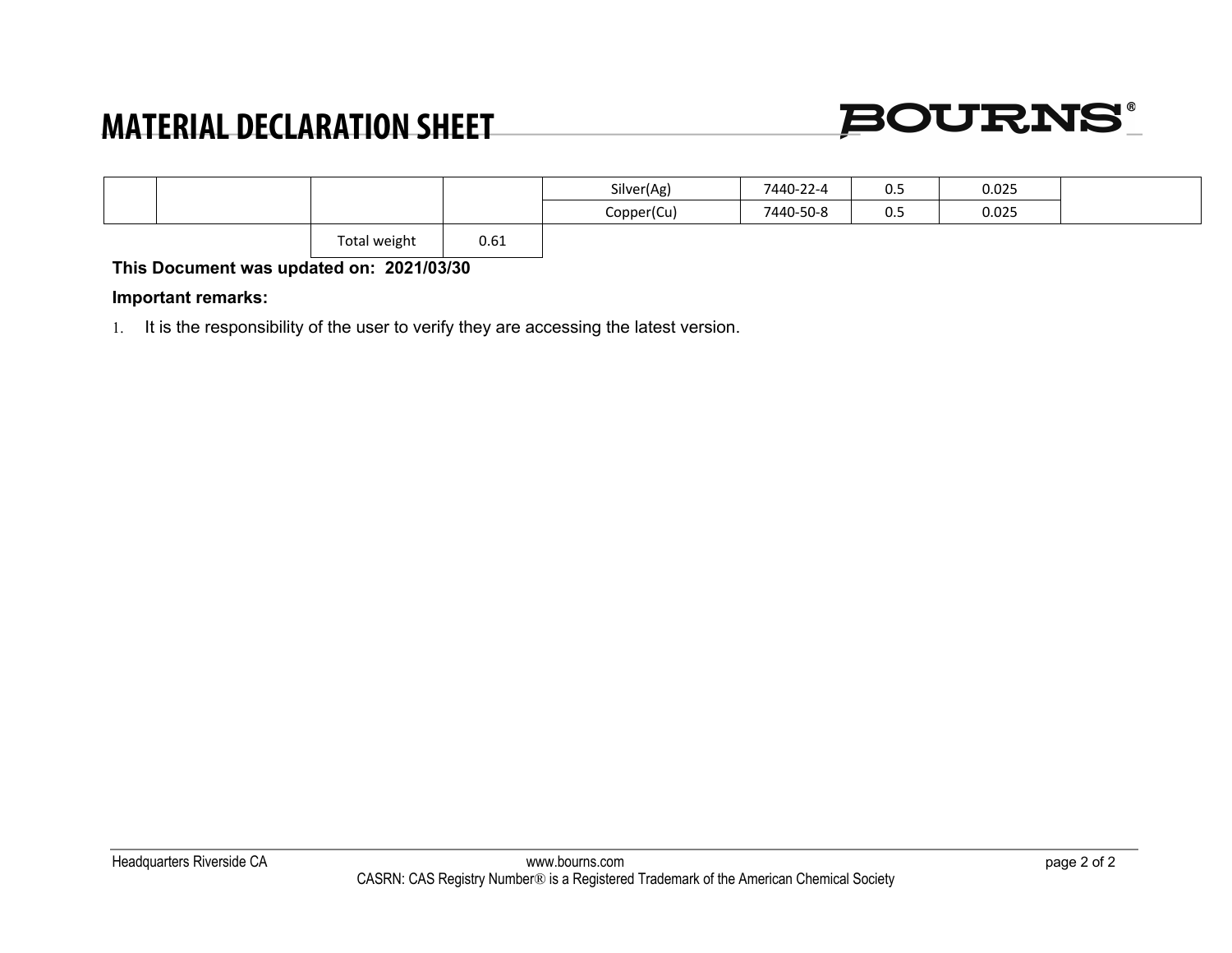# MATERIAL DECLARATION SHEET

| | | | | | | | | |
|---|---|---|---|---|---|---|---|---|
| | | | | Silver(Ag) | 7440-22-4 | 0.5 | 0.025 | |
| | | | | Copper(Cu) | 7440-50-8 | 0.5 | 0.025 | |
| | | Total weight | 0.61 | | | | | |

**This Document was updated on: 2021/03/30**

**Important remarks:**

1. It is the responsibility of the user to verify they are accessing the latest version.

Headquarters Riverside CA www.bourns.com

CASRN: CAS Registry Number® is a Registered Trademark of the American Chemical Society